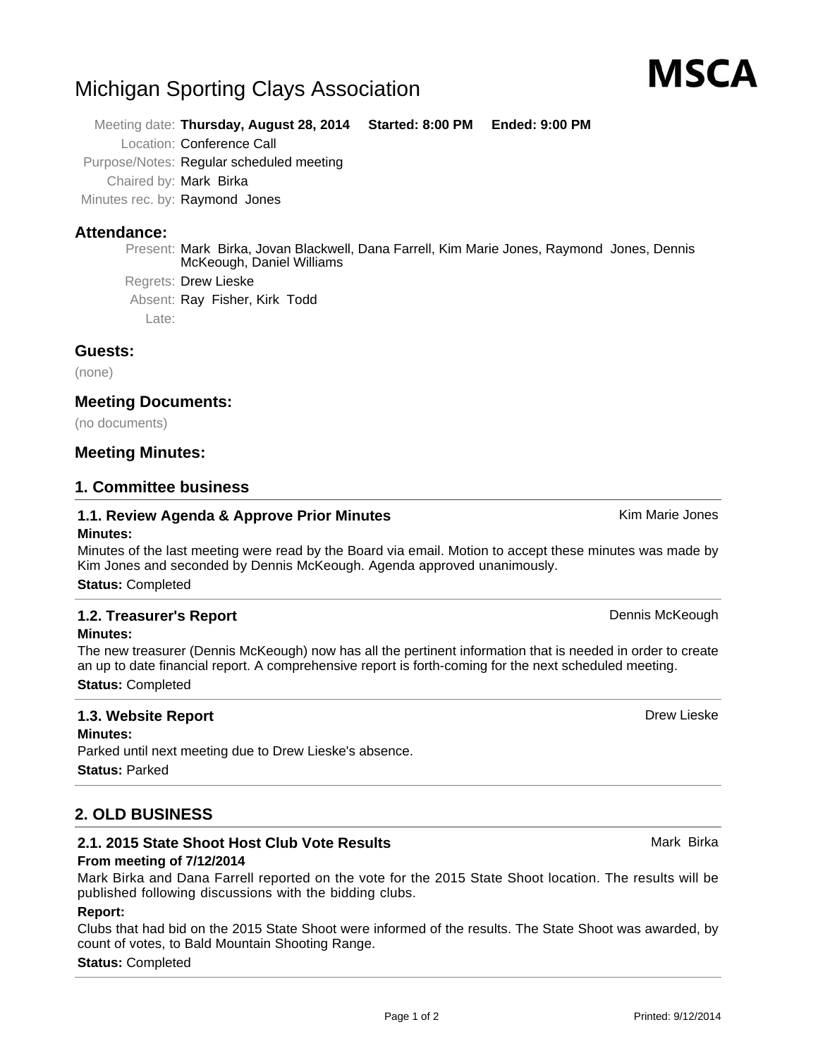# Michigan Sporting Clays Association

**MSCA**

Meeting date: **Thursday, August 28, 2014 Started: 8:00 PM Ended: 9:00 PM**

Location: Conference Call

Purpose/Notes: Regular scheduled meeting

Chaired by: Mark Birka

Minutes rec. by: Raymond Jones

## Attendance:

Present: Mark Birka, Jovan Blackwell, Dana Farrell, Kim Marie Jones, Raymond Jones, Dennis McKeough, Daniel Williams

Regrets: Drew Lieske

Absent: Ray Fisher, Kirk Todd

Late:

## Guests:

(none)

## Meeting Documents:

(no documents)

## Meeting Minutes:

## 1. Committee business

### 1.1. Review Agenda & Approve Prior Minutes

Kim Marie Jones

**Minutes:**

Minutes of the last meeting were read by the Board via email. Motion to accept these minutes was made by Kim Jones and seconded by Dennis McKeough. Agenda approved unanimously.

**Status:** Completed

### 1.2. Treasurer's Report

Dennis McKeough

**Minutes:**

The new treasurer (Dennis McKeough) now has all the pertinent information that is needed in order to create an up to date financial report. A comprehensive report is forth-coming for the next scheduled meeting.

**Status:** Completed

### 1.3. Website Report

Drew Lieske

**Minutes:**

Parked until next meeting due to Drew Lieske's absence.

**Status:** Parked

## 2. OLD BUSINESS

### 2.1. 2015 State Shoot Host Club Vote Results

Mark Birka

**From meeting of 7/12/2014**

Mark Birka and Dana Farrell reported on the vote for the 2015 State Shoot location. The results will be published following discussions with the bidding clubs.

**Report:**

Clubs that had bid on the 2015 State Shoot were informed of the results. The State Shoot was awarded, by count of votes, to Bald Mountain Shooting Range.

**Status:** Completed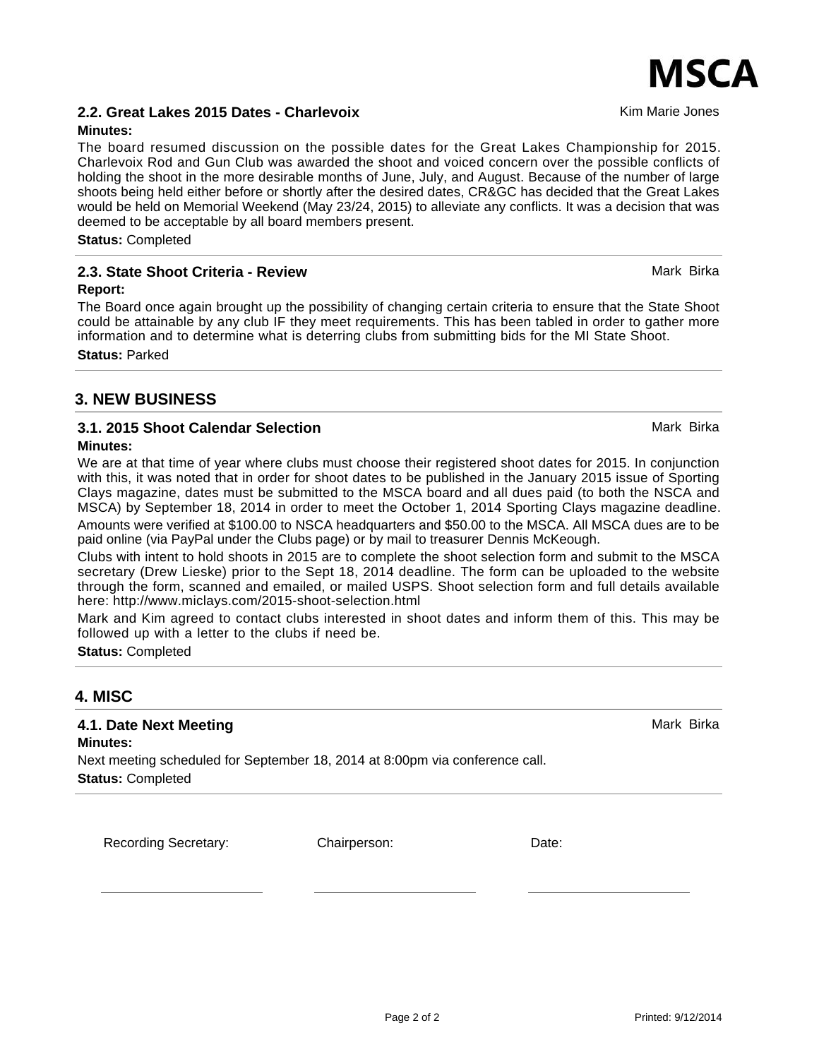### 2.2. Great Lakes 2015 Dates - Charlevoix

Kim Marie Jones

**Minutes:**

The board resumed discussion on the possible dates for the Great Lakes Championship for 2015. Charlevoix Rod and Gun Club was awarded the shoot and voiced concern over the possible conflicts of holding the shoot in the more desirable months of June, July, and August. Because of the number of large shoots being held either before or shortly after the desired dates, CR&GC has decided that the Great Lakes would be held on Memorial Weekend (May 23/24, 2015) to alleviate any conflicts. It was a decision that was deemed to be acceptable by all board members present.

**Status:** Completed

### 2.3. State Shoot Criteria - Review

Mark Birka

**Report:**

The Board once again brought up the possibility of changing certain criteria to ensure that the State Shoot could be attainable by any club IF they meet requirements. This has been tabled in order to gather more information and to determine what is deterring clubs from submitting bids for the MI State Shoot.

**Status:** Parked

## 3. NEW BUSINESS

### 3.1. 2015 Shoot Calendar Selection

Mark Birka

**Minutes:**

We are at that time of year where clubs must choose their registered shoot dates for 2015. In conjunction with this, it was noted that in order for shoot dates to be published in the January 2015 issue of Sporting Clays magazine, dates must be submitted to the MSCA board and all dues paid (to both the NSCA and MSCA) by September 18, 2014 in order to meet the October 1, 2014 Sporting Clays magazine deadline.

Amounts were verified at $100.00 to NSCA headquarters and $50.00 to the MSCA. All MSCA dues are to be paid online (via PayPal under the Clubs page) or by mail to treasurer Dennis McKeough.

Clubs with intent to hold shoots in 2015 are to complete the shoot selection form and submit to the MSCA secretary (Drew Lieske) prior to the Sept 18, 2014 deadline. The form can be uploaded to the website through the form, scanned and emailed, or mailed USPS. Shoot selection form and full details available here: http://www.miclays.com/2015-shoot-selection.html

Mark and Kim agreed to contact clubs interested in shoot dates and inform them of this. This may be followed up with a letter to the clubs if need be.

**Status:** Completed

## 4. MISC

### 4.1. Date Next Meeting

Mark Birka

**Minutes:**

Next meeting scheduled for September 18, 2014 at 8:00pm via conference call.

**Status:** Completed

Recording Secretary: ____________________

Chairperson: ____________________

Date: ____________________